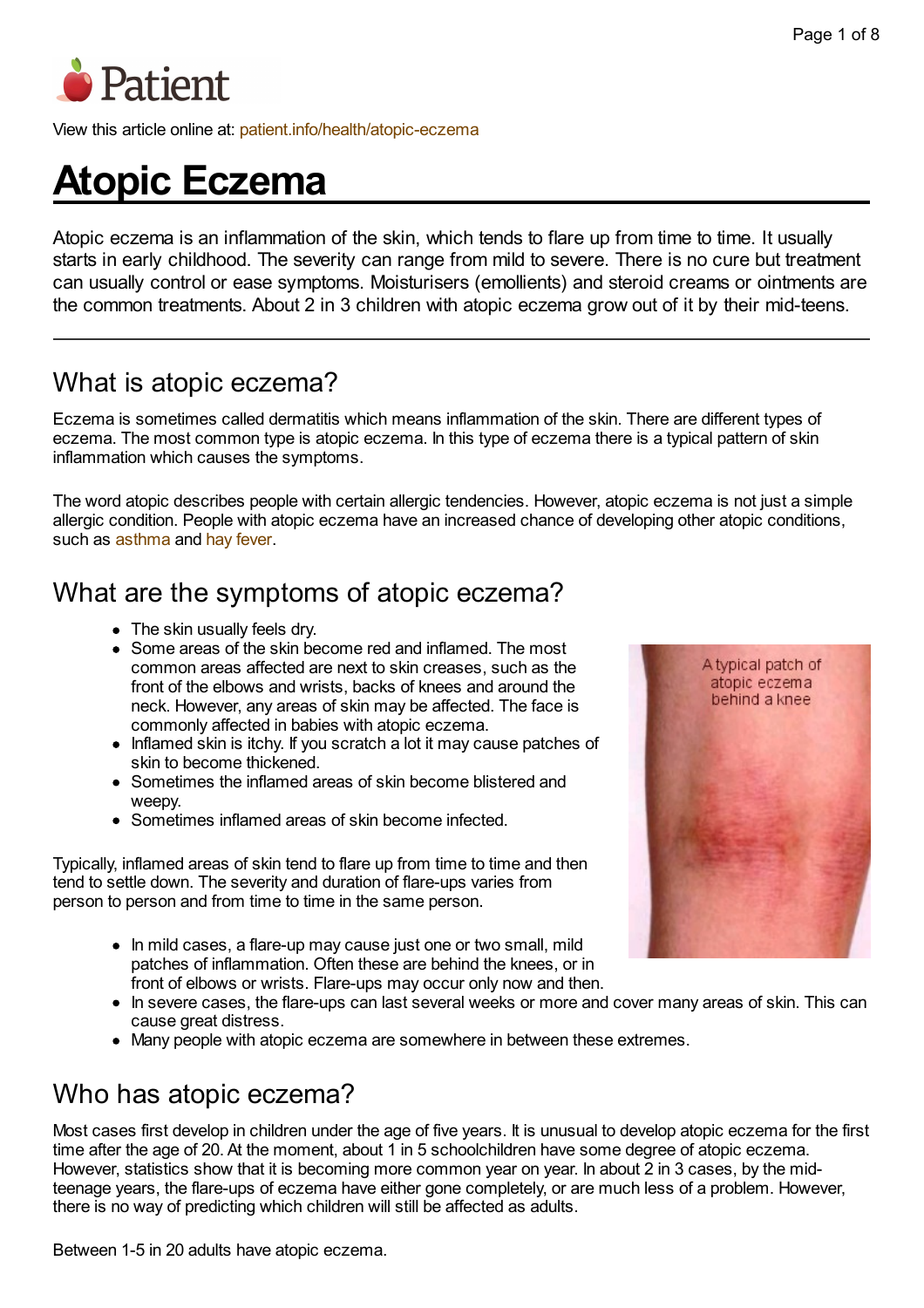View this article online at: patient.info/health/atopic-eczema

# Atopic Eczema

Atopic eczema is an inflammation of the skin, which tends to flare up from time to time. It usually starts in early childhood. The severity can range from mild to severe. There is no cure but treatment can usually control or ease symptoms. Moisturisers (emollients) and steroid creams or ointments are the common treatments. About 2 in 3 children with atopic eczema grow out of it by their mid-teens.

## What is atopic eczema?

Eczema is sometimes called dermatitis which means inflammation of the skin. There are different types of eczema. The most common type is atopic eczema. In this type of eczema there is a typical pattern of skin inflammation which causes the symptoms.

The word atopic describes people with certain allergic tendencies. However, atopic eczema is not just a simple allergic condition. People with atopic eczema have an increased chance of developing other atopic conditions, such as asthma and hay fever.

## What are the symptoms of atopic eczema?

- The skin usually feels dry.
- Some areas of the skin become red and inflamed. The most common areas affected are next to skin creases, such as the front of the elbows and wrists, backs of knees and around the neck. However, any areas of skin may be affected. The face is commonly affected in babies with atopic eczema.
- Inflamed skin is itchy. If you scratch a lot it may cause patches of skin to become thickened.
- Sometimes the inflamed areas of skin become blistered and weepy.
- Sometimes inflamed areas of skin become infected.

A typical patch of atopic eczema behind a knee

Typically, inflamed areas of skin tend to flare up from time to time and then tend to settle down. The severity and duration of flare-ups varies from person to person and from time to time in the same person.

- In mild cases, a flare-up may cause just one or two small, mild patches of inflammation. Often these are behind the knees, or in front of elbows or wrists. Flare-ups may occur only now and then.
- In severe cases, the flare-ups can last several weeks or more and cover many areas of skin. This can cause great distress.
- Many people with atopic eczema are somewhere in between these extremes.

## Who has atopic eczema?

Most cases first develop in children under the age of five years. It is unusual to develop atopic eczema for the first time after the age of 20. At the moment, about 1 in 5 schoolchildren have some degree of atopic eczema. However, statistics show that it is becoming more common year on year. In about 2 in 3 cases, by the mid-teenage years, the flare-ups of eczema have either gone completely, or are much less of a problem. However, there is no way of predicting which children will still be affected as adults.

Between 1-5 in 20 adults have atopic eczema.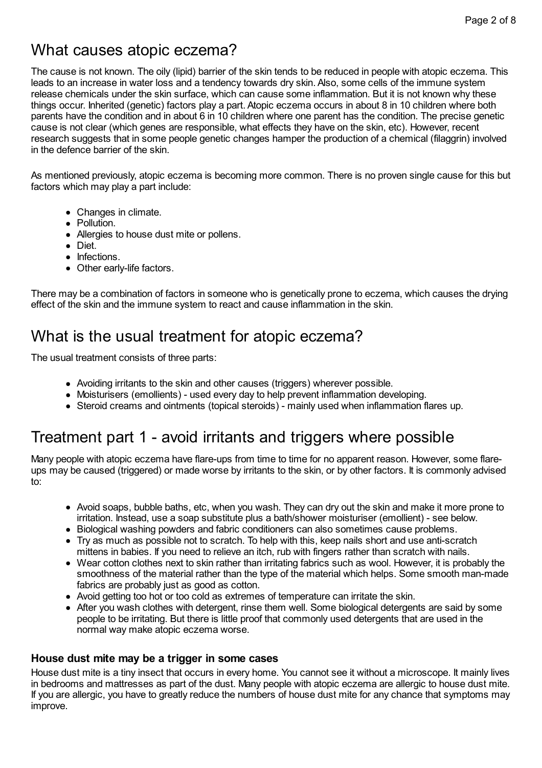## What causes atopic eczema?

The cause is not known. The oily (lipid) barrier of the skin tends to be reduced in people with atopic eczema. This leads to an increase in water loss and a tendency towards dry skin. Also, some cells of the immune system release chemicals under the skin surface, which can cause some inflammation. But it is not known why these things occur. Inherited (genetic) factors play a part. Atopic eczema occurs in about 8 in 10 children where both parents have the condition and in about 6 in 10 children where one parent has the condition. The precise genetic cause is not clear (which genes are responsible, what effects they have on the skin, etc). However, recent research suggests that in some people genetic changes hamper the production of a chemical (filaggrin) involved in the defence barrier of the skin.

As mentioned previously, atopic eczema is becoming more common. There is no proven single cause for this but factors which may play a part include:

- Changes in climate.
- Pollution.
- Allergies to house dust mite or pollens.
- Diet.
- Infections.
- Other early-life factors.

There may be a combination of factors in someone who is genetically prone to eczema, which causes the drying effect of the skin and the immune system to react and cause inflammation in the skin.

## What is the usual treatment for atopic eczema?

The usual treatment consists of three parts:

- Avoiding irritants to the skin and other causes (triggers) wherever possible.
- Moisturisers (emollients) - used every day to help prevent inflammation developing.
- Steroid creams and ointments (topical steroids) - mainly used when inflammation flares up.

## Treatment part 1 - avoid irritants and triggers where possible

Many people with atopic eczema have flare-ups from time to time for no apparent reason. However, some flare-ups may be caused (triggered) or made worse by irritants to the skin, or by other factors. It is commonly advised to:

- Avoid soaps, bubble baths, etc, when you wash. They can dry out the skin and make it more prone to irritation. Instead, use a soap substitute plus a bath/shower moisturiser (emollient) - see below.
- Biological washing powders and fabric conditioners can also sometimes cause problems.
- Try as much as possible not to scratch. To help with this, keep nails short and use anti-scratch mittens in babies. If you need to relieve an itch, rub with fingers rather than scratch with nails.
- Wear cotton clothes next to skin rather than irritating fabrics such as wool. However, it is probably the smoothness of the material rather than the type of the material which helps. Some smooth man-made fabrics are probably just as good as cotton.
- Avoid getting too hot or too cold as extremes of temperature can irritate the skin.
- After you wash clothes with detergent, rinse them well. Some biological detergents are said by some people to be irritating. But there is little proof that commonly used detergents that are used in the normal way make atopic eczema worse.

### House dust mite may be a trigger in some cases

House dust mite is a tiny insect that occurs in every home. You cannot see it without a microscope. It mainly lives in bedrooms and mattresses as part of the dust. Many people with atopic eczema are allergic to house dust mite. If you are allergic, you have to greatly reduce the numbers of house dust mite for any chance that symptoms may improve.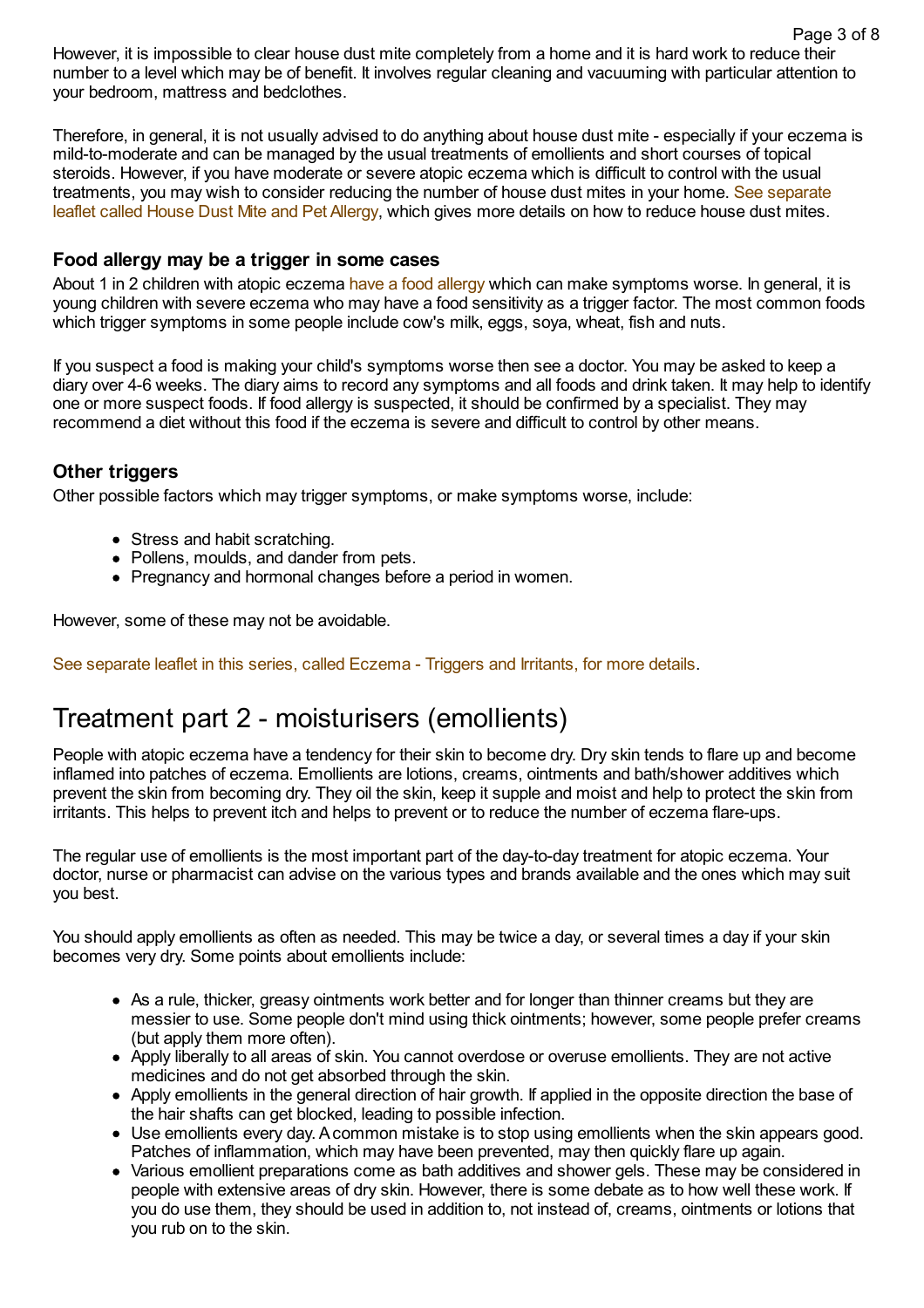However, it is impossible to clear house dust mite completely from a home and it is hard work to reduce their number to a level which may be of benefit. It involves regular cleaning and vacuuming with particular attention to your bedroom, mattress and bedclothes.

Therefore, in general, it is not usually advised to do anything about house dust mite - especially if your eczema is mild-to-moderate and can be managed by the usual treatments of emollients and short courses of topical steroids. However, if you have moderate or severe atopic eczema which is difficult to control with the usual treatments, you may wish to consider reducing the number of house dust mites in your home. See separate leaflet called House Dust Mite and Pet Allergy, which gives more details on how to reduce house dust mites.

### Food allergy may be a trigger in some cases

About 1 in 2 children with atopic eczema have a food allergy which can make symptoms worse. In general, it is young children with severe eczema who may have a food sensitivity as a trigger factor. The most common foods which trigger symptoms in some people include cow's milk, eggs, soya, wheat, fish and nuts.

If you suspect a food is making your child's symptoms worse then see a doctor. You may be asked to keep a diary over 4-6 weeks. The diary aims to record any symptoms and all foods and drink taken. It may help to identify one or more suspect foods. If food allergy is suspected, it should be confirmed by a specialist. They may recommend a diet without this food if the eczema is severe and difficult to control by other means.

### Other triggers

Other possible factors which may trigger symptoms, or make symptoms worse, include:

- Stress and habit scratching.
- Pollens, moulds, and dander from pets.
- Pregnancy and hormonal changes before a period in women.

However, some of these may not be avoidable.

See separate leaflet in this series, called Eczema - Triggers and Irritants, for more details.

## Treatment part 2 - moisturisers (emollients)

People with atopic eczema have a tendency for their skin to become dry. Dry skin tends to flare up and become inflamed into patches of eczema. Emollients are lotions, creams, ointments and bath/shower additives which prevent the skin from becoming dry. They oil the skin, keep it supple and moist and help to protect the skin from irritants. This helps to prevent itch and helps to prevent or to reduce the number of eczema flare-ups.

The regular use of emollients is the most important part of the day-to-day treatment for atopic eczema. Your doctor, nurse or pharmacist can advise on the various types and brands available and the ones which may suit you best.

You should apply emollients as often as needed. This may be twice a day, or several times a day if your skin becomes very dry. Some points about emollients include:

- As a rule, thicker, greasy ointments work better and for longer than thinner creams but they are messier to use. Some people don't mind using thick ointments; however, some people prefer creams (but apply them more often).
- Apply liberally to all areas of skin. You cannot overdose or overuse emollients. They are not active medicines and do not get absorbed through the skin.
- Apply emollients in the general direction of hair growth. If applied in the opposite direction the base of the hair shafts can get blocked, leading to possible infection.
- Use emollients every day. A common mistake is to stop using emollients when the skin appears good. Patches of inflammation, which may have been prevented, may then quickly flare up again.
- Various emollient preparations come as bath additives and shower gels. These may be considered in people with extensive areas of dry skin. However, there is some debate as to how well these work. If you do use them, they should be used in addition to, not instead of, creams, ointments or lotions that you rub on to the skin.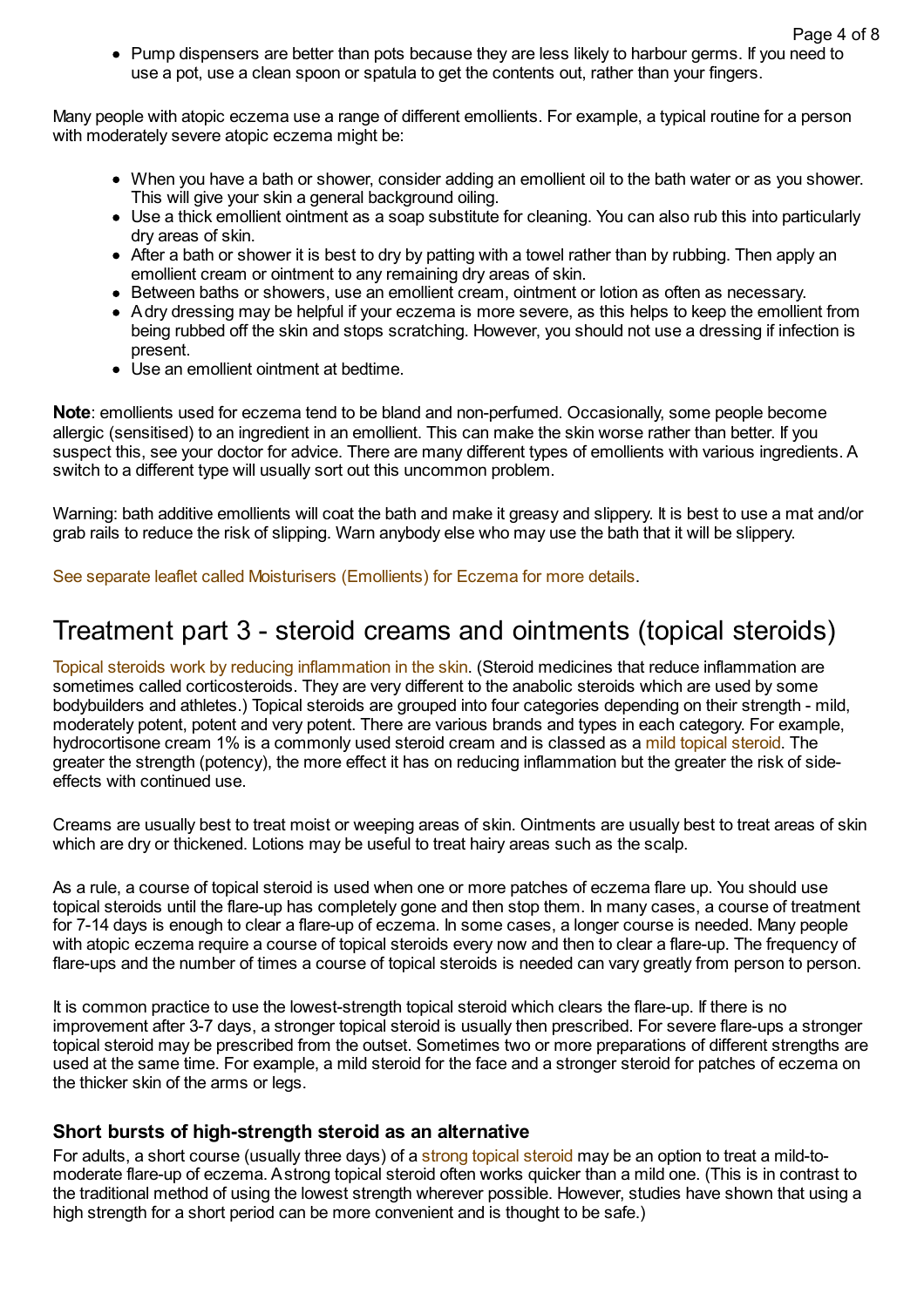- Pump dispensers are better than pots because they are less likely to harbour germs. If you need to use a pot, use a clean spoon or spatula to get the contents out, rather than your fingers.

Many people with atopic eczema use a range of different emollients. For example, a typical routine for a person with moderately severe atopic eczema might be:

- When you have a bath or shower, consider adding an emollient oil to the bath water or as you shower. This will give your skin a general background oiling.
- Use a thick emollient ointment as a soap substitute for cleaning. You can also rub this into particularly dry areas of skin.
- After a bath or shower it is best to dry by patting with a towel rather than by rubbing. Then apply an emollient cream or ointment to any remaining dry areas of skin.
- Between baths or showers, use an emollient cream, ointment or lotion as often as necessary.
- A dry dressing may be helpful if your eczema is more severe, as this helps to keep the emollient from being rubbed off the skin and stops scratching. However, you should not use a dressing if infection is present.
- Use an emollient ointment at bedtime.

**Note**: emollients used for eczema tend to be bland and non-perfumed. Occasionally, some people become allergic (sensitised) to an ingredient in an emollient. This can make the skin worse rather than better. If you suspect this, see your doctor for advice. There are many different types of emollients with various ingredients. A switch to a different type will usually sort out this uncommon problem.

Warning: bath additive emollients will coat the bath and make it greasy and slippery. It is best to use a mat and/or grab rails to reduce the risk of slipping. Warn anybody else who may use the bath that it will be slippery.

See separate leaflet called Moisturisers (Emollients) for Eczema for more details.

# Treatment part 3 - steroid creams and ointments (topical steroids)

Topical steroids work by reducing inflammation in the skin. (Steroid medicines that reduce inflammation are sometimes called corticosteroids. They are very different to the anabolic steroids which are used by some bodybuilders and athletes.) Topical steroids are grouped into four categories depending on their strength - mild, moderately potent, potent and very potent. There are various brands and types in each category. For example, hydrocortisone cream 1% is a commonly used steroid cream and is classed as a mild topical steroid. The greater the strength (potency), the more effect it has on reducing inflammation but the greater the risk of side-effects with continued use.

Creams are usually best to treat moist or weeping areas of skin. Ointments are usually best to treat areas of skin which are dry or thickened. Lotions may be useful to treat hairy areas such as the scalp.

As a rule, a course of topical steroid is used when one or more patches of eczema flare up. You should use topical steroids until the flare-up has completely gone and then stop them. In many cases, a course of treatment for 7-14 days is enough to clear a flare-up of eczema. In some cases, a longer course is needed. Many people with atopic eczema require a course of topical steroids every now and then to clear a flare-up. The frequency of flare-ups and the number of times a course of topical steroids is needed can vary greatly from person to person.

It is common practice to use the lowest-strength topical steroid which clears the flare-up. If there is no improvement after 3-7 days, a stronger topical steroid is usually then prescribed. For severe flare-ups a stronger topical steroid may be prescribed from the outset. Sometimes two or more preparations of different strengths are used at the same time. For example, a mild steroid for the face and a stronger steroid for patches of eczema on the thicker skin of the arms or legs.

### Short bursts of high-strength steroid as an alternative

For adults, a short course (usually three days) of a strong topical steroid may be an option to treat a mild-to-moderate flare-up of eczema. A strong topical steroid often works quicker than a mild one. (This is in contrast to the traditional method of using the lowest strength wherever possible. However, studies have shown that using a high strength for a short period can be more convenient and is thought to be safe.)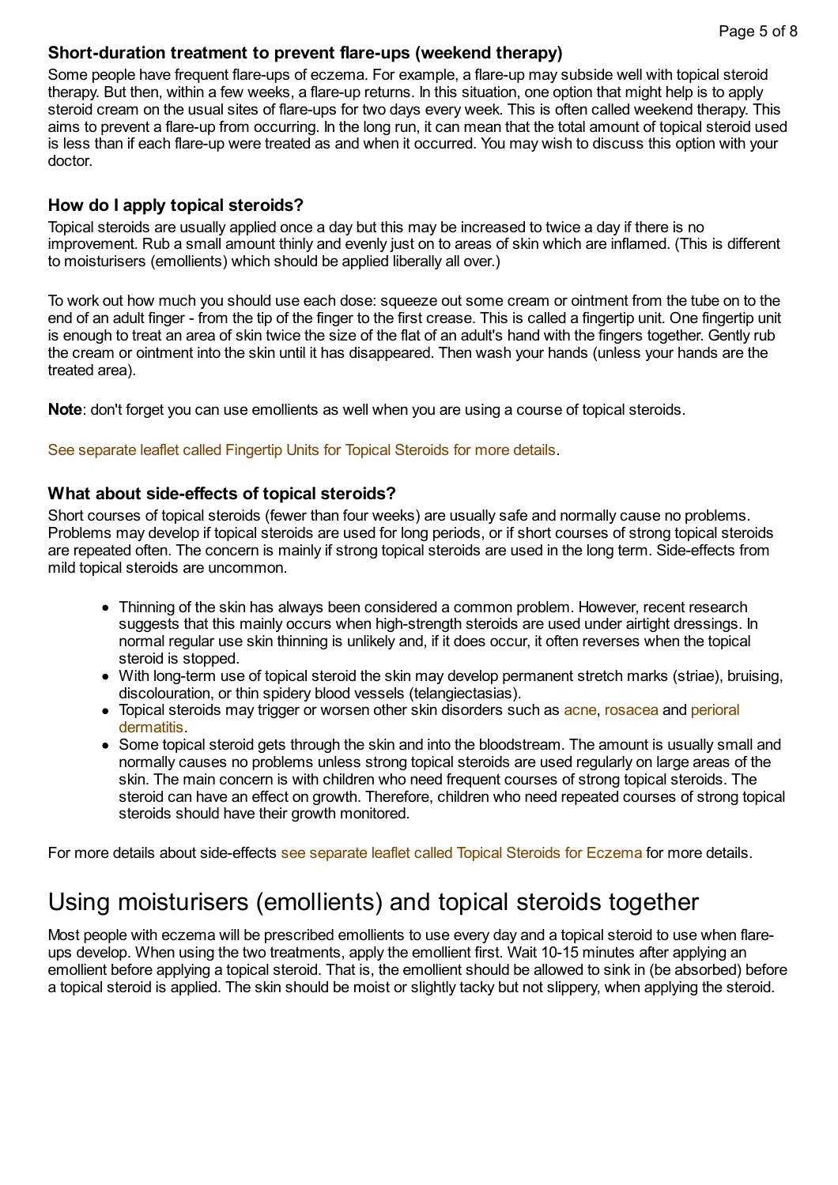### Short-duration treatment to prevent flare-ups (weekend therapy)

Some people have frequent flare-ups of eczema. For example, a flare-up may subside well with topical steroid therapy. But then, within a few weeks, a flare-up returns. In this situation, one option that might help is to apply steroid cream on the usual sites of flare-ups for two days every week. This is often called weekend therapy. This aims to prevent a flare-up from occurring. In the long run, it can mean that the total amount of topical steroid used is less than if each flare-up were treated as and when it occurred. You may wish to discuss this option with your doctor.

### How do I apply topical steroids?

Topical steroids are usually applied once a day but this may be increased to twice a day if there is no improvement. Rub a small amount thinly and evenly just on to areas of skin which are inflamed. (This is different to moisturisers (emollients) which should be applied liberally all over.)

To work out how much you should use each dose: squeeze out some cream or ointment from the tube on to the end of an adult finger - from the tip of the finger to the first crease. This is called a fingertip unit. One fingertip unit is enough to treat an area of skin twice the size of the flat of an adult's hand with the fingers together. Gently rub the cream or ointment into the skin until it has disappeared. Then wash your hands (unless your hands are the treated area).

**Note**: don't forget you can use emollients as well when you are using a course of topical steroids.

See separate leaflet called Fingertip Units for Topical Steroids for more details.

### What about side-effects of topical steroids?

Short courses of topical steroids (fewer than four weeks) are usually safe and normally cause no problems. Problems may develop if topical steroids are used for long periods, or if short courses of strong topical steroids are repeated often. The concern is mainly if strong topical steroids are used in the long term. Side-effects from mild topical steroids are uncommon.

- Thinning of the skin has always been considered a common problem. However, recent research suggests that this mainly occurs when high-strength steroids are used under airtight dressings. In normal regular use skin thinning is unlikely and, if it does occur, it often reverses when the topical steroid is stopped.
- With long-term use of topical steroid the skin may develop permanent stretch marks (striae), bruising, discolouration, or thin spidery blood vessels (telangiectasias).
- Topical steroids may trigger or worsen other skin disorders such as acne, rosacea and perioral dermatitis.
- Some topical steroid gets through the skin and into the bloodstream. The amount is usually small and normally causes no problems unless strong topical steroids are used regularly on large areas of the skin. The main concern is with children who need frequent courses of strong topical steroids. The steroid can have an effect on growth. Therefore, children who need repeated courses of strong topical steroids should have their growth monitored.

For more details about side-effects see separate leaflet called Topical Steroids for Eczema for more details.

## Using moisturisers (emollients) and topical steroids together

Most people with eczema will be prescribed emollients to use every day and a topical steroid to use when flare-ups develop. When using the two treatments, apply the emollient first. Wait 10-15 minutes after applying an emollient before applying a topical steroid. That is, the emollient should be allowed to sink in (be absorbed) before a topical steroid is applied. The skin should be moist or slightly tacky but not slippery, when applying the steroid.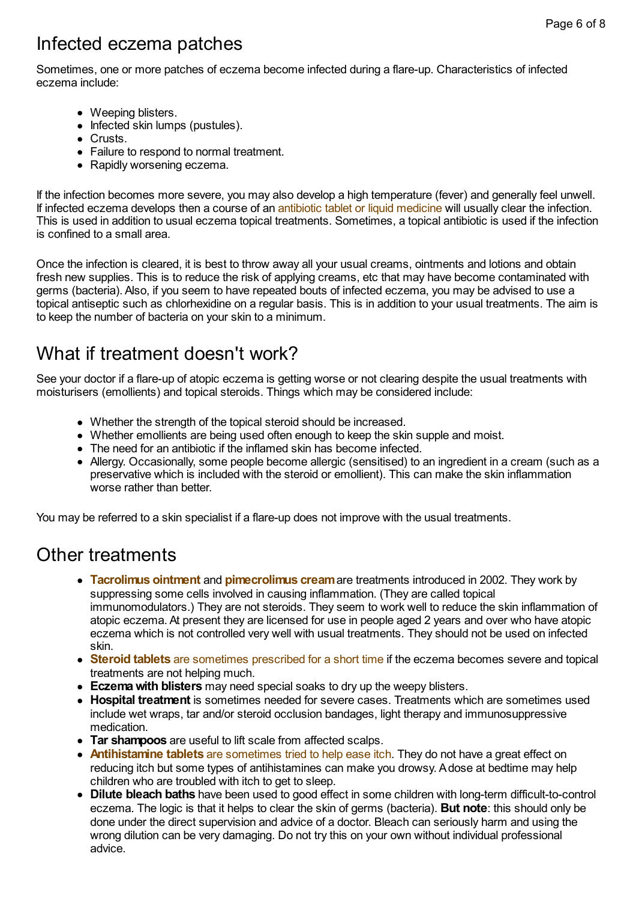## Infected eczema patches

Sometimes, one or more patches of eczema become infected during a flare-up. Characteristics of infected eczema include:

- Weeping blisters.
- Infected skin lumps (pustules).
- Crusts.
- Failure to respond to normal treatment.
- Rapidly worsening eczema.

If the infection becomes more severe, you may also develop a high temperature (fever) and generally feel unwell. If infected eczema develops then a course of an antibiotic tablet or liquid medicine will usually clear the infection. This is used in addition to usual eczema topical treatments. Sometimes, a topical antibiotic is used if the infection is confined to a small area.

Once the infection is cleared, it is best to throw away all your usual creams, ointments and lotions and obtain fresh new supplies. This is to reduce the risk of applying creams, etc that may have become contaminated with germs (bacteria). Also, if you seem to have repeated bouts of infected eczema, you may be advised to use a topical antiseptic such as chlorhexidine on a regular basis. This is in addition to your usual treatments. The aim is to keep the number of bacteria on your skin to a minimum.

## What if treatment doesn't work?

See your doctor if a flare-up of atopic eczema is getting worse or not clearing despite the usual treatments with moisturisers (emollients) and topical steroids. Things which may be considered include:

- Whether the strength of the topical steroid should be increased.
- Whether emollients are being used often enough to keep the skin supple and moist.
- The need for an antibiotic if the inflamed skin has become infected.
- Allergy. Occasionally, some people become allergic (sensitised) to an ingredient in a cream (such as a preservative which is included with the steroid or emollient). This can make the skin inflammation worse rather than better.

You may be referred to a skin specialist if a flare-up does not improve with the usual treatments.

## Other treatments

- **Tacrolimus ointment** and **pimecrolimus cream** are treatments introduced in 2002. They work by suppressing some cells involved in causing inflammation. (They are called topical immunomodulators.) They are not steroids. They seem to work well to reduce the skin inflammation of atopic eczema. At present they are licensed for use in people aged 2 years and over who have atopic eczema which is not controlled very well with usual treatments. They should not be used on infected skin.
- **Steroid tablets** are sometimes prescribed for a short time if the eczema becomes severe and topical treatments are not helping much.
- **Eczema with blisters** may need special soaks to dry up the weepy blisters.
- **Hospital treatment** is sometimes needed for severe cases. Treatments which are sometimes used include wet wraps, tar and/or steroid occlusion bandages, light therapy and immunosuppressive medication.
- **Tar shampoos** are useful to lift scale from affected scalps.
- **Antihistamine tablets** are sometimes tried to help ease itch. They do not have a great effect on reducing itch but some types of antihistamines can make you drowsy. A dose at bedtime may help children who are troubled with itch to get to sleep.
- **Dilute bleach baths** have been used to good effect in some children with long-term difficult-to-control eczema. The logic is that it helps to clear the skin of germs (bacteria). **But note**: this should only be done under the direct supervision and advice of a doctor. Bleach can seriously harm and using the wrong dilution can be very damaging. Do not try this on your own without individual professional advice.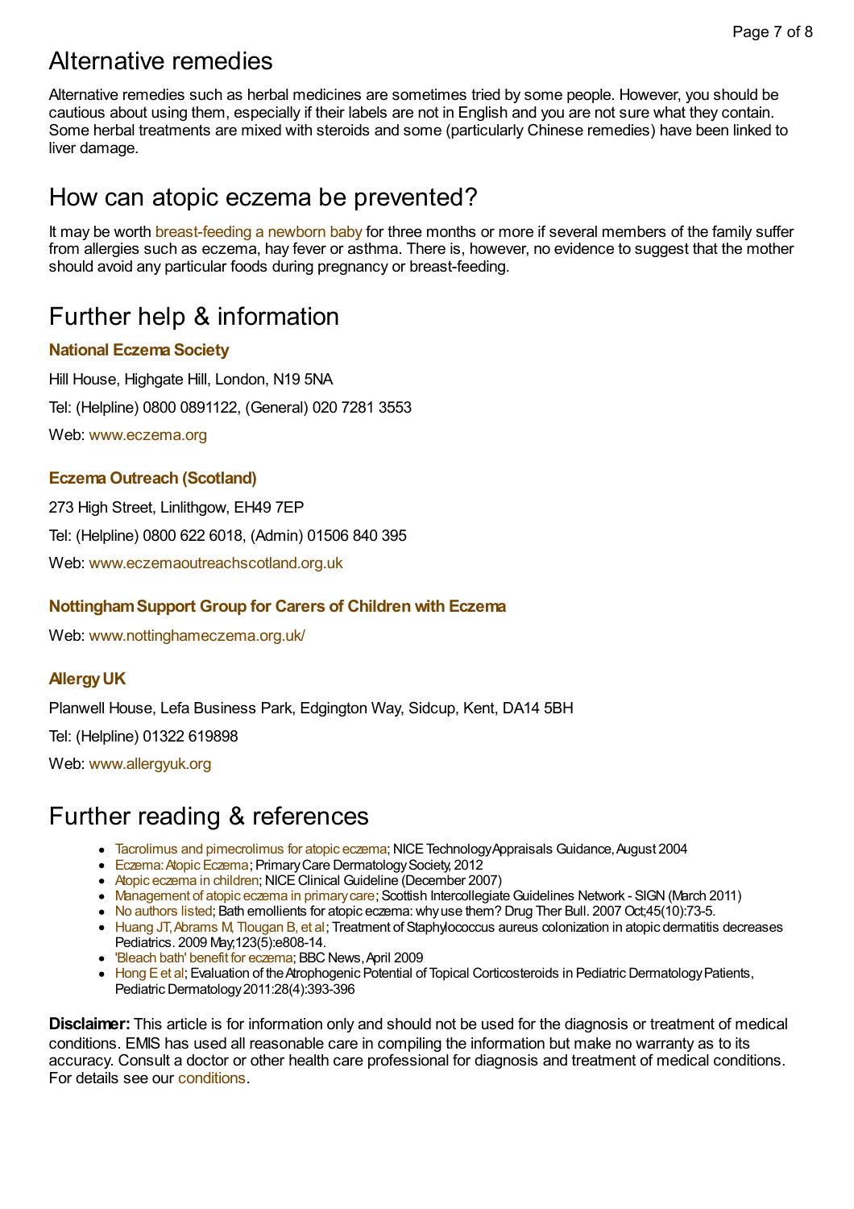## Alternative remedies

Alternative remedies such as herbal medicines are sometimes tried by some people. However, you should be cautious about using them, especially if their labels are not in English and you are not sure what they contain. Some herbal treatments are mixed with steroids and some (particularly Chinese remedies) have been linked to liver damage.

## How can atopic eczema be prevented?

It may be worth breast-feeding a newborn baby for three months or more if several members of the family suffer from allergies such as eczema, hay fever or asthma. There is, however, no evidence to suggest that the mother should avoid any particular foods during pregnancy or breast-feeding.

## Further help & information

### National Eczema Society

Hill House, Highgate Hill, London, N19 5NA

Tel: (Helpline) 0800 0891122, (General) 020 7281 3553

Web: www.eczema.org

### Eczema Outreach (Scotland)

273 High Street, Linlithgow, EH49 7EP

Tel: (Helpline) 0800 622 6018, (Admin) 01506 840 395

Web: www.eczemaoutreachscotland.org.uk

### Nottingham Support Group for Carers of Children with Eczema

Web: www.nottinghameczema.org.uk/

### Allergy UK

Planwell House, Lefa Business Park, Edgington Way, Sidcup, Kent, DA14 5BH

Tel: (Helpline) 01322 619898

Web: www.allergyuk.org

## Further reading & references

- Tacrolimus and pimecrolimus for atopic eczema; NICE Technology Appraisals Guidance, August 2004
- Eczema: Atopic Eczema; Primary Care Dermatology Society, 2012
- Atopic eczema in children; NICE Clinical Guideline (December 2007)
- Management of atopic eczema in primary care; Scottish Intercollegiate Guidelines Network - SIGN (March 2011)
- No authors listed; Bath emollients for atopic eczema: why use them? Drug Ther Bull. 2007 Oct;45(10):73-5.
- Huang JT, Abrams M, Tlougan B, et al; Treatment of Staphylococcus aureus colonization in atopic dermatitis decreases Pediatrics. 2009 May;123(5):e808-14.
- 'Bleach bath' benefit for eczema; BBC News, April 2009
- Hong E et al; Evaluation of the Atrophogenic Potential of Topical Corticosteroids in Pediatric Dermatology Patients, Pediatric Dermatology 2011:28(4):393-396

**Disclaimer:** This article is for information only and should not be used for the diagnosis or treatment of medical conditions. EMIS has used all reasonable care in compiling the information but make no warranty as to its accuracy. Consult a doctor or other health care professional for diagnosis and treatment of medical conditions. For details see our conditions.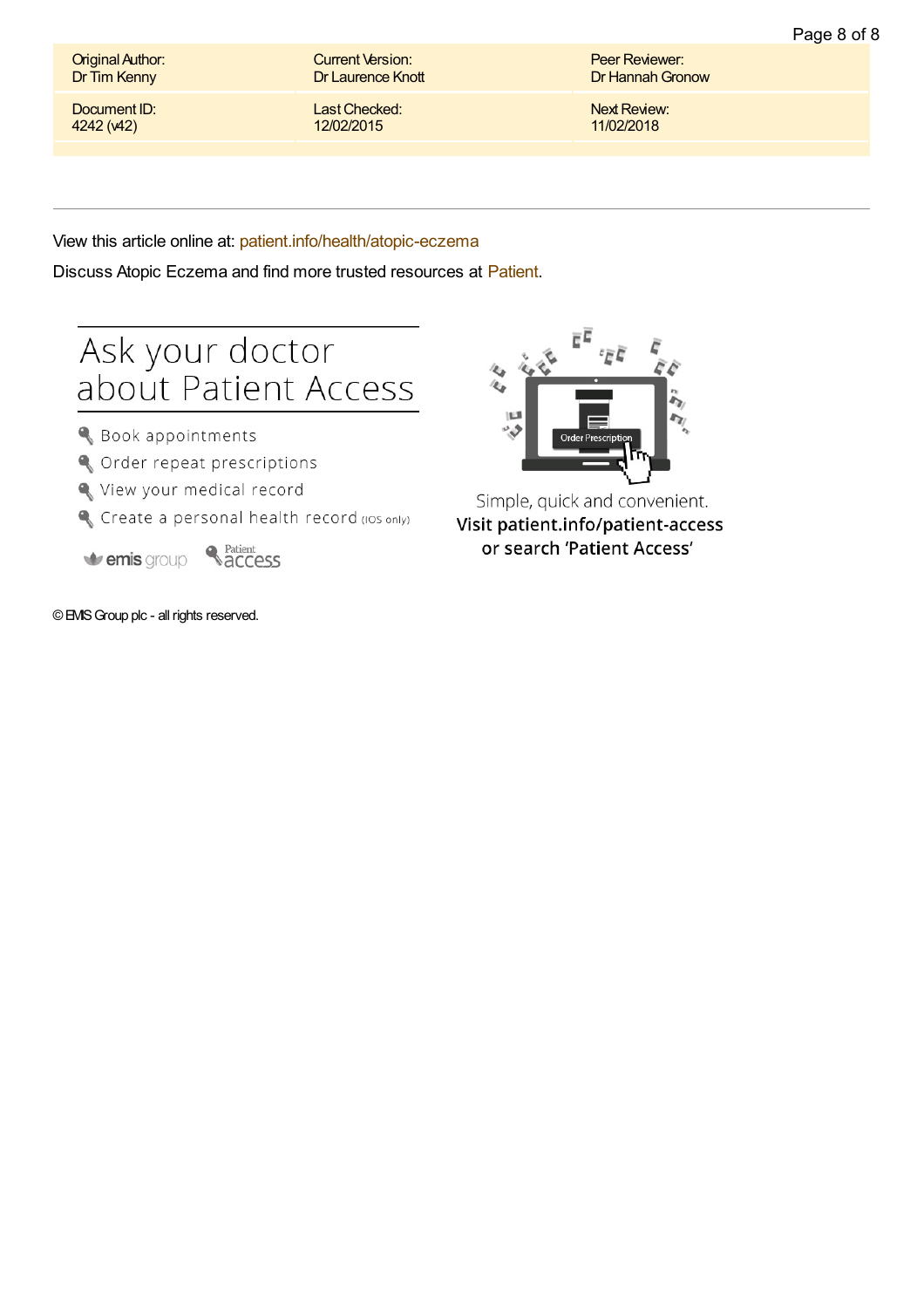| | | |
|---|---|---|
| Original Author:<br>Dr Tim Kenny | Current Version:<br>Dr Laurence Knott | Peer Reviewer:<br>Dr Hannah Gronow |
| Document ID:<br>4242 (v42) | Last Checked:<br>12/02/2015 | Next Review:<br>11/02/2018 |

---

View this article online at: patient.info/health/atopic-eczema

Discuss Atopic Eczema and find more trusted resources at Patient.

# Ask your doctor about Patient Access

- Book appointments
- Order repeat prescriptions
- View your medical record
- Create a personal health record (IOS only)

emis group    Patient access

Order Prescription

Simple, quick and convenient.
**Visit patient.info/patient-access or search 'Patient Access'**

© EMIS Group plc - all rights reserved.